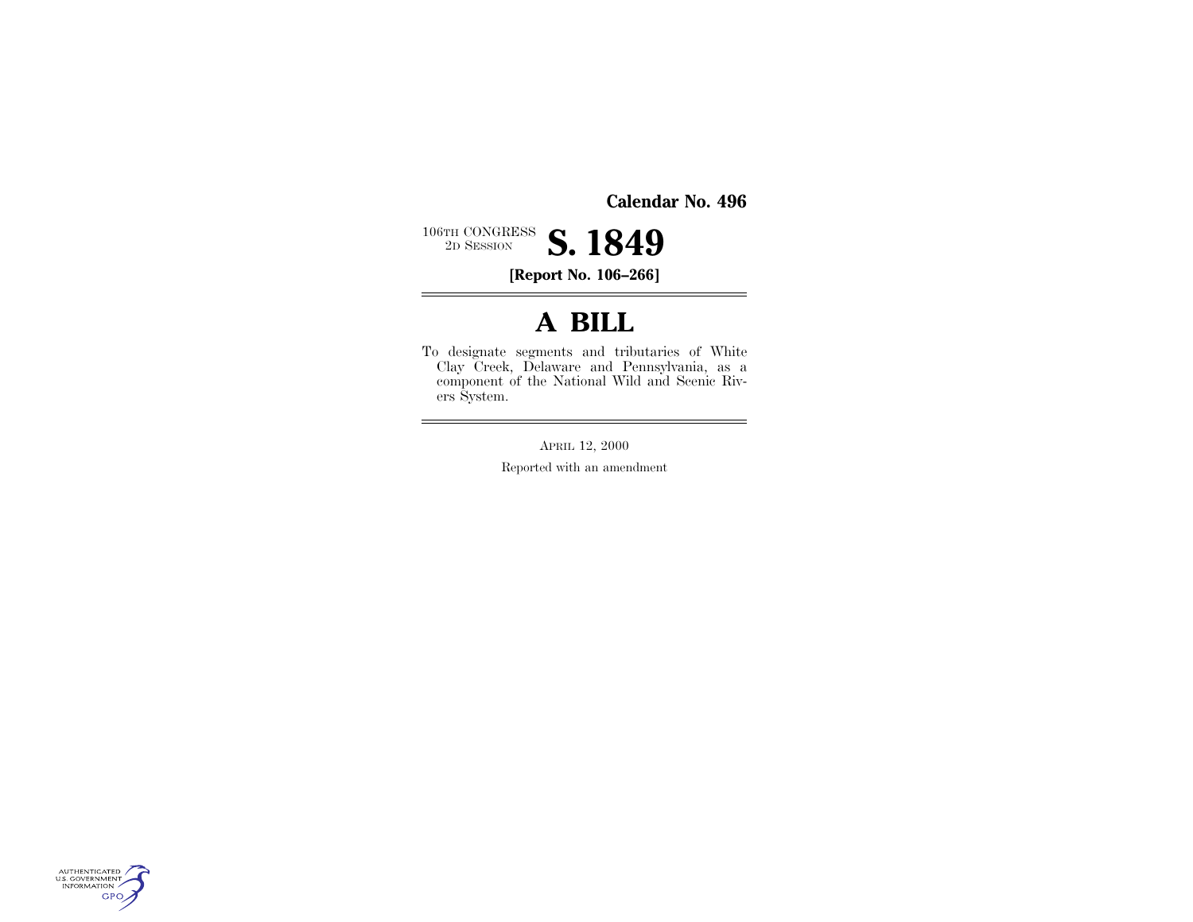**Calendar No. 496**

106TH CONGRESS
2D SESSION

# S. 1849

**[Report No. 106–266]**

---

# A BILL

To designate segments and tributaries of White Clay Creek, Delaware and Pennsylvania, as a component of the National Wild and Scenic Rivers System.

---

APRIL 12, 2000

Reported with an amendment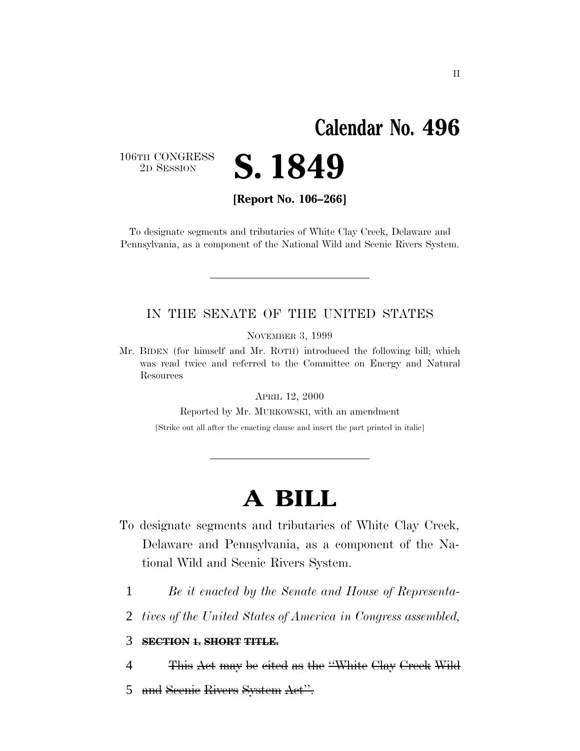# Calendar No. 496

106TH CONGRESS
2D SESSION

# S. 1849

**[Report No. 106–266]**

To designate segments and tributaries of White Clay Creek, Delaware and Pennsylvania, as a component of the National Wild and Scenic Rivers System.

---

IN THE SENATE OF THE UNITED STATES

NOVEMBER 3, 1999

Mr. BIDEN (for himself and Mr. ROTH) introduced the following bill; which was read twice and referred to the Committee on Energy and Natural Resources

APRIL 12, 2000

Reported by Mr. MURKOWSKI, with an amendment

[Strike out all after the enacting clause and insert the part printed in italic]

---

# A BILL

To designate segments and tributaries of White Clay Creek, Delaware and Pennsylvania, as a component of the National Wild and Scenic Rivers System.

1 *Be it enacted by the Senate and House of Representa-*

2 *tives of the United States of America in Congress assembled,*

3 ~~**SECTION 1. SHORT TITLE.**~~

4 ~~This Act may be cited as the "White Clay Creek Wild~~

5 ~~and Scenic Rivers System Act".~~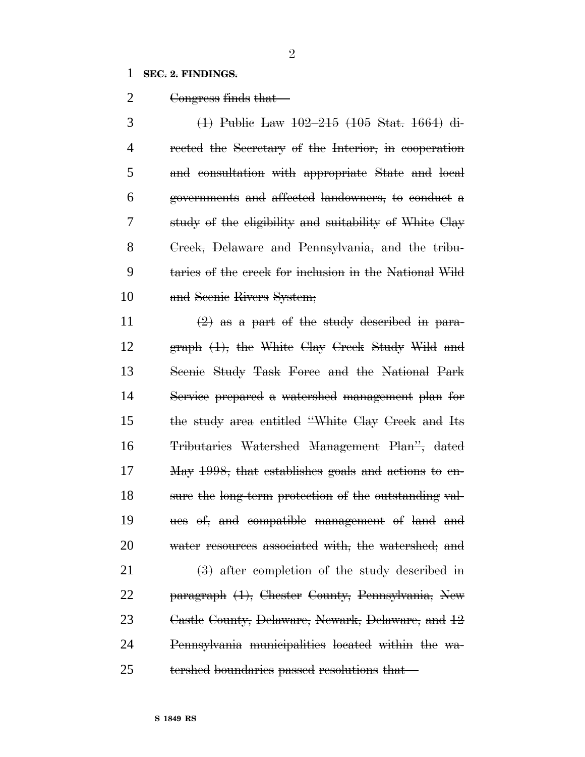**SEC. 2. FINDINGS.**

Congress finds that—

(1) Public Law 102–215 (105 Stat. 1664) directed the Secretary of the Interior, in cooperation and consultation with appropriate State and local governments and affected landowners, to conduct a study of the eligibility and suitability of White Clay Creek, Delaware and Pennsylvania, and the tributaries of the creek for inclusion in the National Wild and Scenic Rivers System;

(2) as a part of the study described in paragraph (1), the White Clay Creek Study Wild and Scenic Study Task Force and the National Park Service prepared a watershed management plan for the study area entitled "White Clay Creek and Its Tributaries Watershed Management Plan", dated May 1998, that establishes goals and actions to ensure the long-term protection of the outstanding values of, and compatible management of land and water resources associated with, the watershed; and

(3) after completion of the study described in paragraph (1), Chester County, Pennsylvania, New Castle County, Delaware, Newark, Delaware, and 12 Pennsylvania municipalities located within the watershed boundaries passed resolutions that—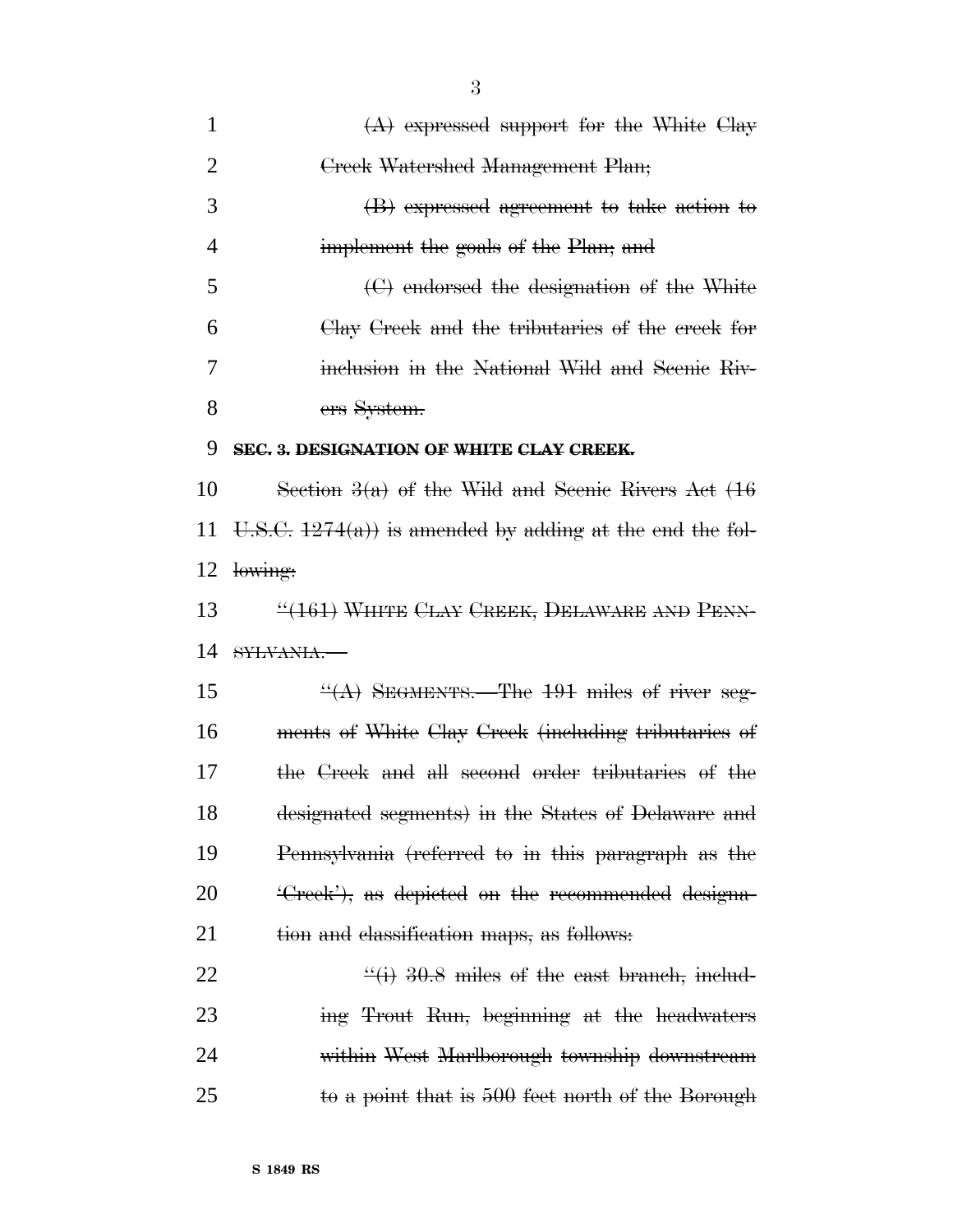(A) expressed support for the White Clay Creek Watershed Management Plan;

(B) expressed agreement to take action to implement the goals of the Plan; and

(C) endorsed the designation of the White Clay Creek and the tributaries of the creek for inclusion in the National Wild and Scenic Rivers System.

**SEC. 3. DESIGNATION OF WHITE CLAY CREEK.**

Section 3(a) of the Wild and Scenic Rivers Act (16 U.S.C. 1274(a)) is amended by adding at the end the following:

"(161) WHITE CLAY CREEK, DELAWARE AND PENNSYLVANIA.—

"(A) SEGMENTS.—The 191 miles of river segments of White Clay Creek (including tributaries of the Creek and all second order tributaries of the designated segments) in the States of Delaware and Pennsylvania (referred to in this paragraph as the 'Creek'), as depicted on the recommended designation and classification maps, as follows:

"(i) 30.8 miles of the east branch, including Trout Run, beginning at the headwaters within West Marlborough township downstream to a point that is 500 feet north of the Borough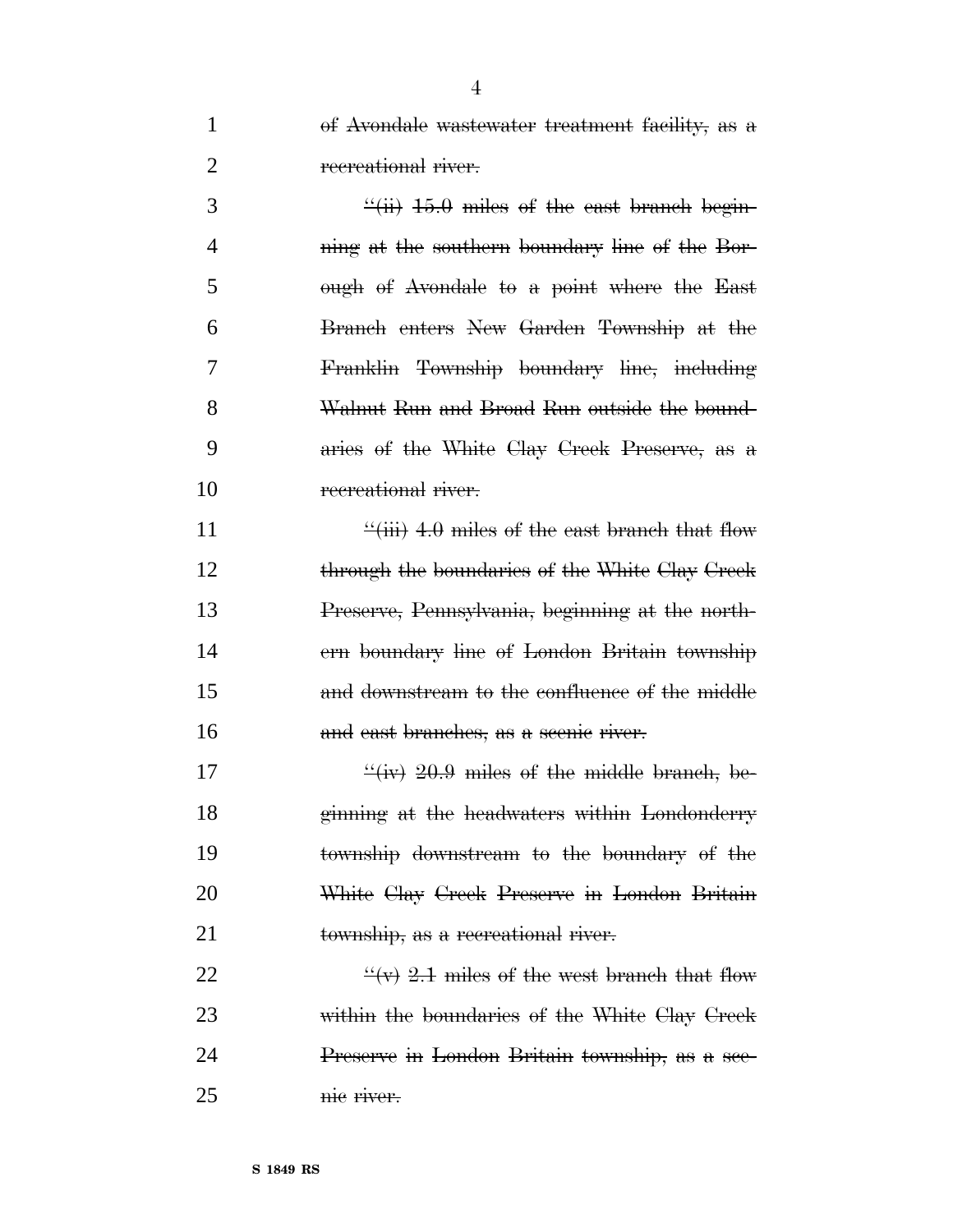~~of Avondale wastewater treatment facility, as a recreational river.~~

~~"(ii) 15.0 miles of the east branch beginning at the southern boundary line of the Borough of Avondale to a point where the East Branch enters New Garden Township at the Franklin Township boundary line, including Walnut Run and Broad Run outside the boundaries of the White Clay Creek Preserve, as a recreational river.~~

~~"(iii) 4.0 miles of the east branch that flow through the boundaries of the White Clay Creek Preserve, Pennsylvania, beginning at the northern boundary line of London Britain township and downstream to the confluence of the middle and east branches, as a scenic river.~~

~~"(iv) 20.9 miles of the middle branch, beginning at the headwaters within Londonderry township downstream to the boundary of the White Clay Creek Preserve in London Britain township, as a recreational river.~~

~~"(v) 2.1 miles of the west branch that flow within the boundaries of the White Clay Creek Preserve in London Britain township, as a scenic river.~~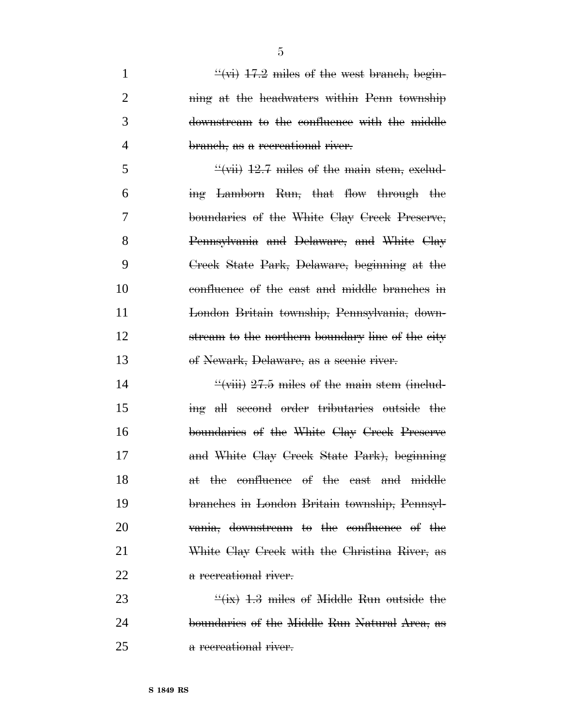~~"(vi) 17.2 miles of the west branch, beginning at the headwaters within Penn township downstream to the confluence with the middle branch, as a recreational river.~~

~~"(vii) 12.7 miles of the main stem, excluding Lamborn Run, that flow through the boundaries of the White Clay Creek Preserve, Pennsylvania and Delaware, and White Clay Creek State Park, Delaware, beginning at the confluence of the east and middle branches in London Britain township, Pennsylvania, downstream to the northern boundary line of the city of Newark, Delaware, as a scenic river.~~

~~"(viii) 27.5 miles of the main stem (including all second order tributaries outside the boundaries of the White Clay Creek Preserve and White Clay Creek State Park), beginning at the confluence of the east and middle branches in London Britain township, Pennsylvania, downstream to the confluence of the White Clay Creek with the Christina River, as a recreational river.~~

~~"(ix) 1.3 miles of Middle Run outside the boundaries of the Middle Run Natural Area, as a recreational river.~~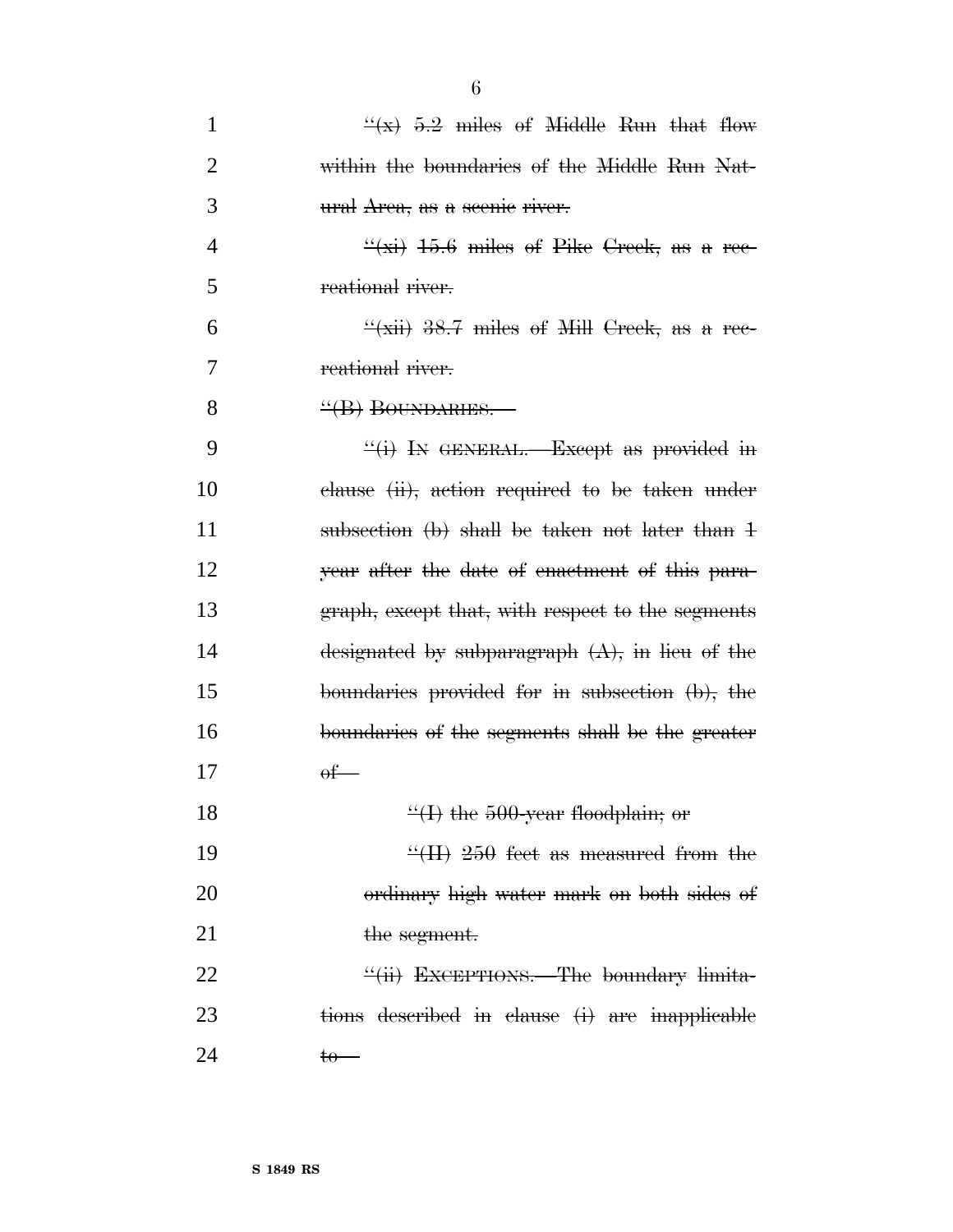~~"(x) 5.2 miles of Middle Run that flow within the boundaries of the Middle Run Natural Area, as a scenic river.~~

~~"(xi) 15.6 miles of Pike Creek, as a recreational river.~~

~~"(xii) 38.7 miles of Mill Creek, as a recreational river.~~

~~"(B) BOUNDARIES.—~~

~~"(i) IN GENERAL.—Except as provided in clause (ii), action required to be taken under subsection (b) shall be taken not later than 1 year after the date of enactment of this paragraph, except that, with respect to the segments designated by subparagraph (A), in lieu of the boundaries provided for in subsection (b), the boundaries of the segments shall be the greater of—~~

~~"(I) the 500-year floodplain; or~~

~~"(II) 250 feet as measured from the ordinary high water mark on both sides of the segment.~~

~~"(ii) EXCEPTIONS.—The boundary limitations described in clause (i) are inapplicable to—~~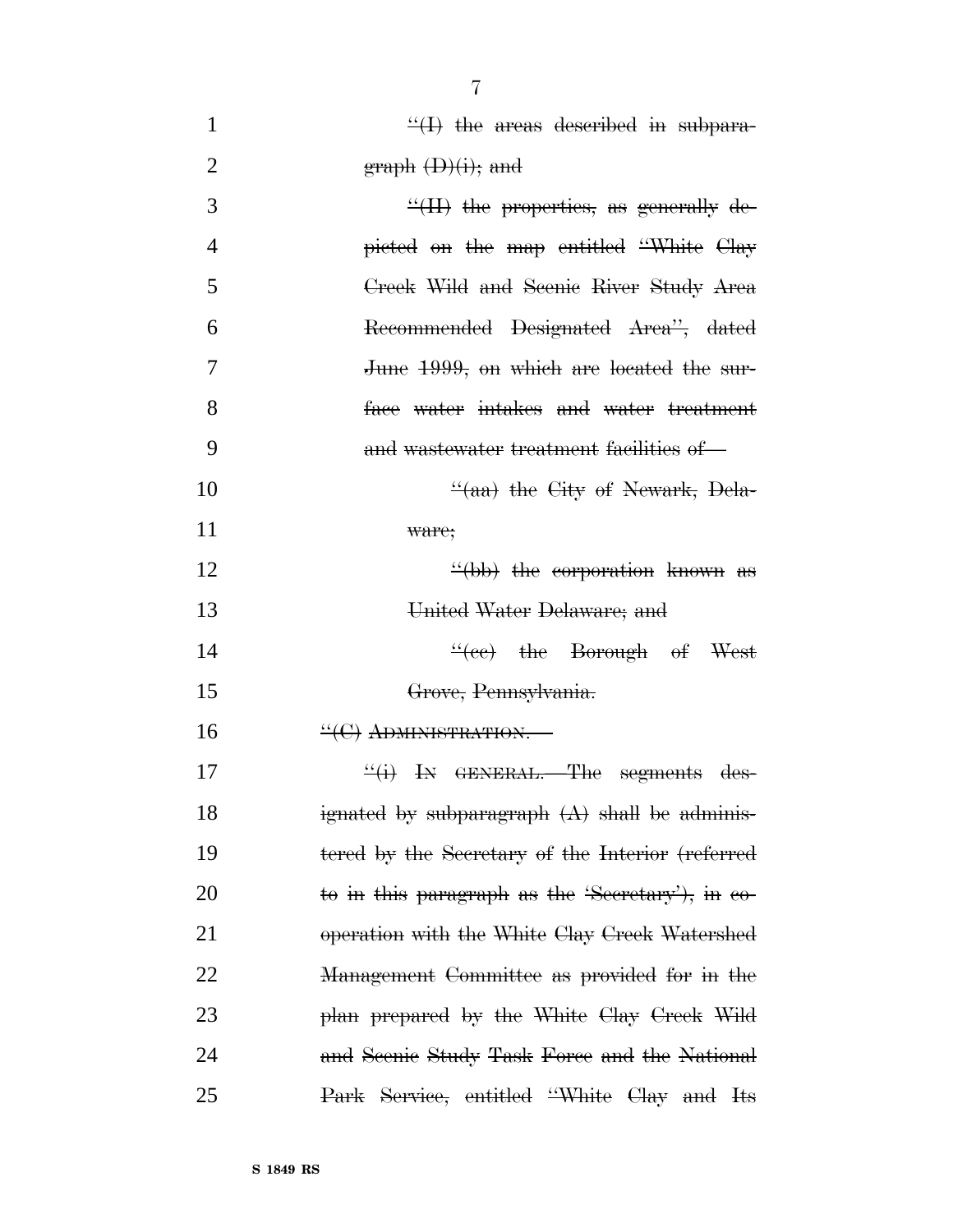~~"(I) the areas described in subparagraph (D)(i); and~~

~~"(II) the properties, as generally depicted on the map entitled "White Clay Creek Wild and Scenic River Study Area Recommended Designated Area", dated June 1999, on which are located the surface water intakes and water treatment and wastewater treatment facilities of—~~

~~"(aa) the City of Newark, Delaware;~~

~~"(bb) the corporation known as United Water Delaware; and~~

~~"(cc) the Borough of West Grove, Pennsylvania.~~

~~"(C) ADMINISTRATION.—~~

~~"(i) IN GENERAL.—The segments designated by subparagraph (A) shall be administered by the Secretary of the Interior (referred to in this paragraph as the 'Secretary'), in cooperation with the White Clay Creek Watershed Management Committee as provided for in the plan prepared by the White Clay Creek Wild and Scenic Study Task Force and the National Park Service, entitled "White Clay and Its~~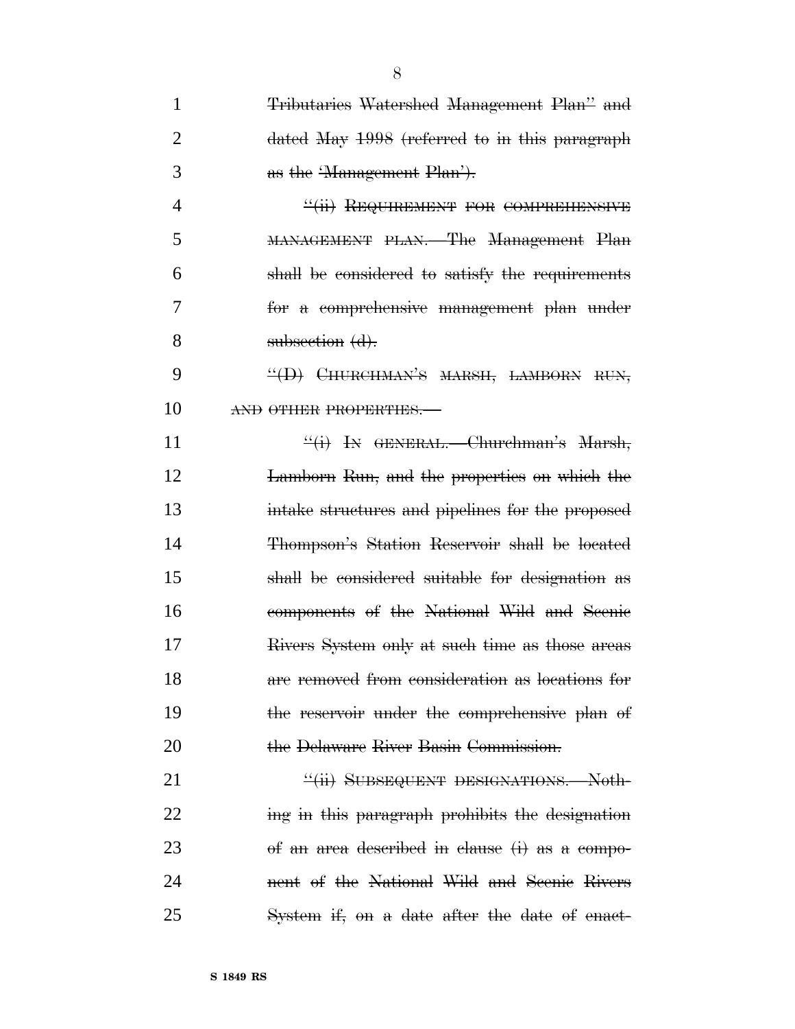Tributaries Watershed Management Plan" and dated May 1998 (referred to in this paragraph as the 'Management Plan').

"(ii) REQUIREMENT FOR COMPREHENSIVE MANAGEMENT PLAN.—The Management Plan shall be considered to satisfy the requirements for a comprehensive management plan under subsection (d).

"(D) CHURCHMAN'S MARSH, LAMBORN RUN, AND OTHER PROPERTIES.—

"(i) IN GENERAL.—Churchman's Marsh, Lamborn Run, and the properties on which the intake structures and pipelines for the proposed Thompson's Station Reservoir shall be located shall be considered suitable for designation as components of the National Wild and Scenic Rivers System only at such time as those areas are removed from consideration as locations for the reservoir under the comprehensive plan of the Delaware River Basin Commission.

"(ii) SUBSEQUENT DESIGNATIONS.—Nothing in this paragraph prohibits the designation of an area described in clause (i) as a component of the National Wild and Scenic Rivers System if, on a date after the date of enact-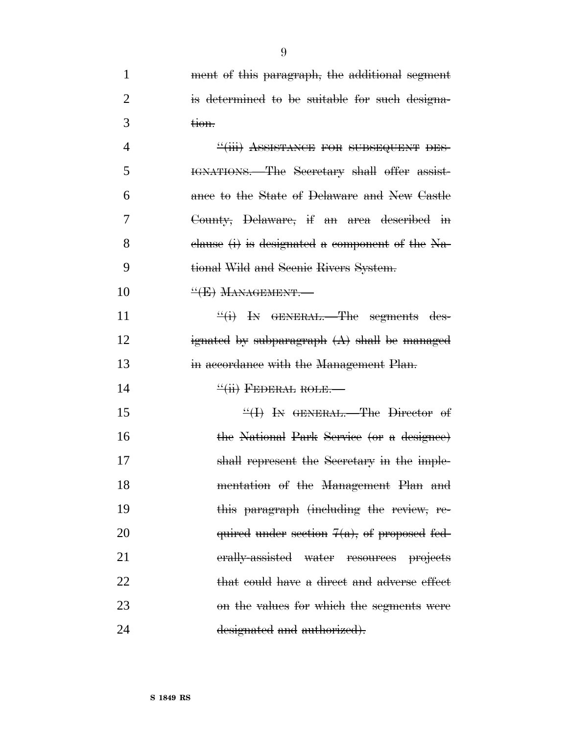ment of this paragraph, the additional segment is determined to be suitable for such designation.

"(iii) ASSISTANCE FOR SUBSEQUENT DESIGNATIONS.—The Secretary shall offer assistance to the State of Delaware and New Castle County, Delaware, if an area described in clause (i) is designated a component of the National Wild and Scenic Rivers System.

"(E) MANAGEMENT.—

"(i) IN GENERAL.—The segments designated by subparagraph (A) shall be managed in accordance with the Management Plan.

"(ii) FEDERAL ROLE.—

"(I) IN GENERAL.—The Director of the National Park Service (or a designee) shall represent the Secretary in the implementation of the Management Plan and this paragraph (including the review, required under section 7(a), of proposed federally-assisted water resources projects that could have a direct and adverse effect on the values for which the segments were designated and authorized).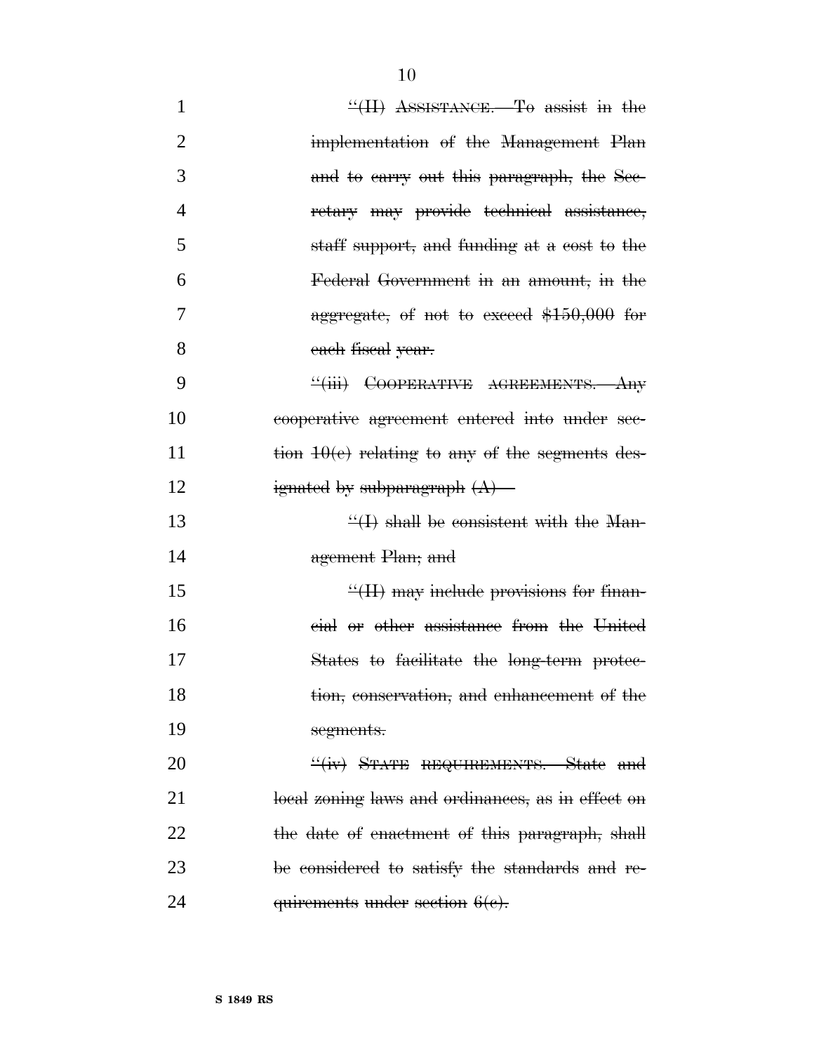~~"(II) ASSISTANCE.—To assist in the implementation of the Management Plan and to carry out this paragraph, the Secretary may provide technical assistance, staff support, and funding at a cost to the Federal Government in an amount, in the aggregate, of not to exceed $150,000 for each fiscal year.~~

~~"(iii) COOPERATIVE AGREEMENTS.—Any cooperative agreement entered into under section 10(e) relating to any of the segments designated by subparagraph (A)—~~

~~"(I) shall be consistent with the Management Plan; and~~

~~"(II) may include provisions for financial or other assistance from the United States to facilitate the long-term protection, conservation, and enhancement of the segments.~~

~~"(iv) STATE REQUIREMENTS.—State and local zoning laws and ordinances, as in effect on the date of enactment of this paragraph, shall be considered to satisfy the standards and requirements under section 6(c).~~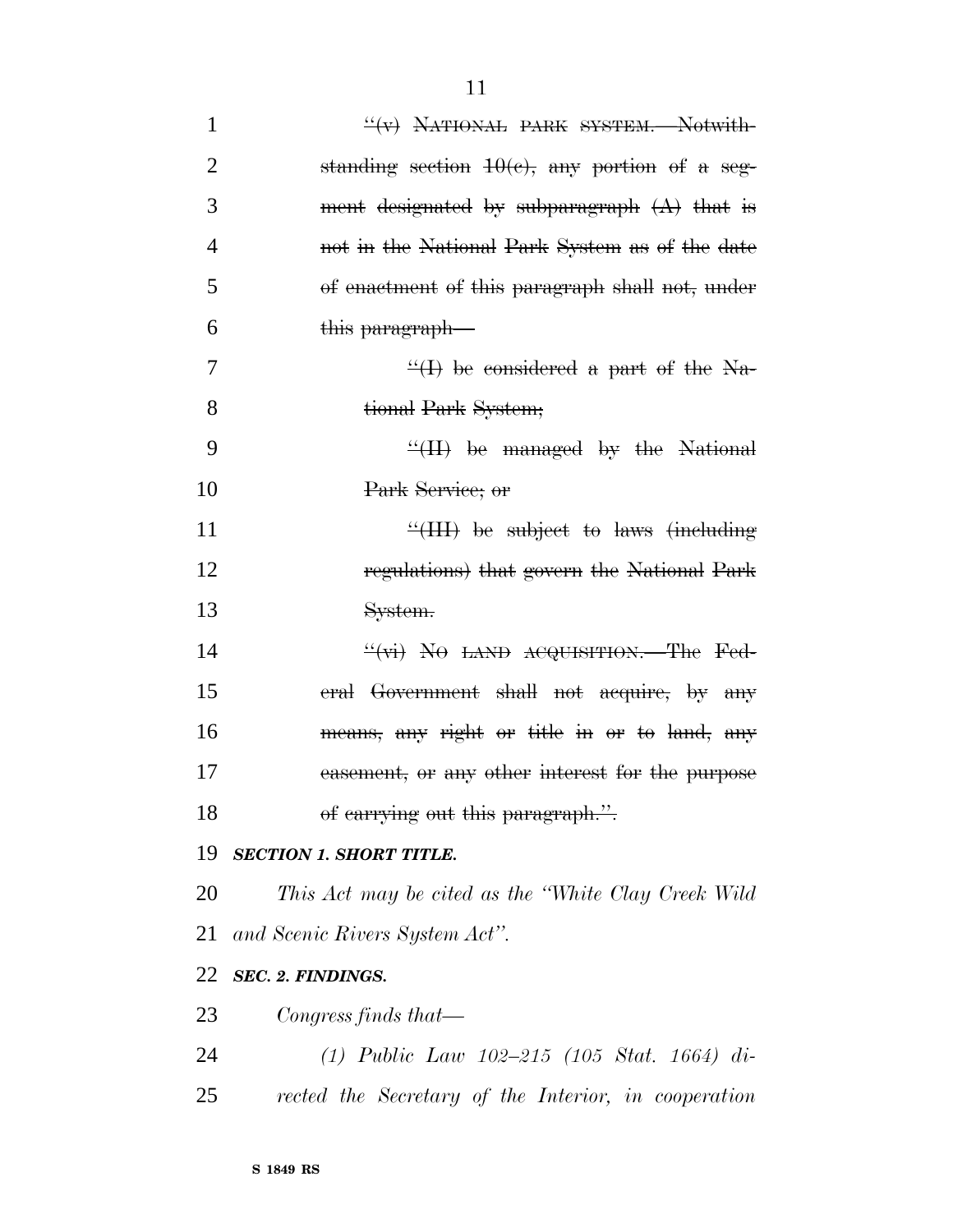~~"(v) NATIONAL PARK SYSTEM.—Notwithstanding section 10(c), any portion of a segment designated by subparagraph (A) that is not in the National Park System as of the date of enactment of this paragraph shall not, under this paragraph—~~

~~"(I) be considered a part of the National Park System;~~

~~"(II) be managed by the National Park Service; or~~

~~"(III) be subject to laws (including regulations) that govern the National Park System.~~

~~"(vi) NO LAND ACQUISITION.—The Federal Government shall not acquire, by any means, any right or title in or to land, any easement, or any other interest for the purpose of carrying out this paragraph.".~~

***SECTION 1. SHORT TITLE.***

*This Act may be cited as the "White Clay Creek Wild and Scenic Rivers System Act".*

***SEC. 2. FINDINGS.***

*Congress finds that—*

*(1) Public Law 102–215 (105 Stat. 1664) directed the Secretary of the Interior, in cooperation*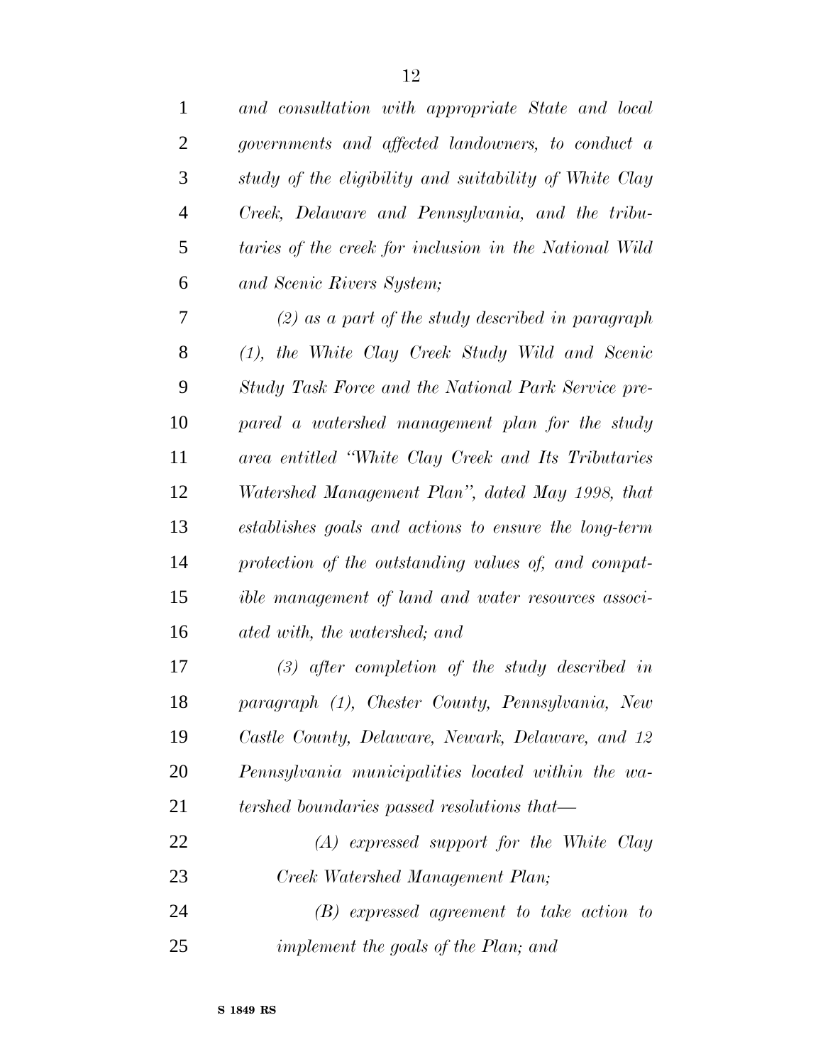*and consultation with appropriate State and local governments and affected landowners, to conduct a study of the eligibility and suitability of White Clay Creek, Delaware and Pennsylvania, and the tributaries of the creek for inclusion in the National Wild and Scenic Rivers System;*

*(2) as a part of the study described in paragraph (1), the White Clay Creek Study Wild and Scenic Study Task Force and the National Park Service prepared a watershed management plan for the study area entitled "White Clay Creek and Its Tributaries Watershed Management Plan", dated May 1998, that establishes goals and actions to ensure the long-term protection of the outstanding values of, and compatible management of land and water resources associated with, the watershed; and*

*(3) after completion of the study described in paragraph (1), Chester County, Pennsylvania, New Castle County, Delaware, Newark, Delaware, and 12 Pennsylvania municipalities located within the watershed boundaries passed resolutions that—*

*(A) expressed support for the White Clay Creek Watershed Management Plan;*

*(B) expressed agreement to take action to implement the goals of the Plan; and*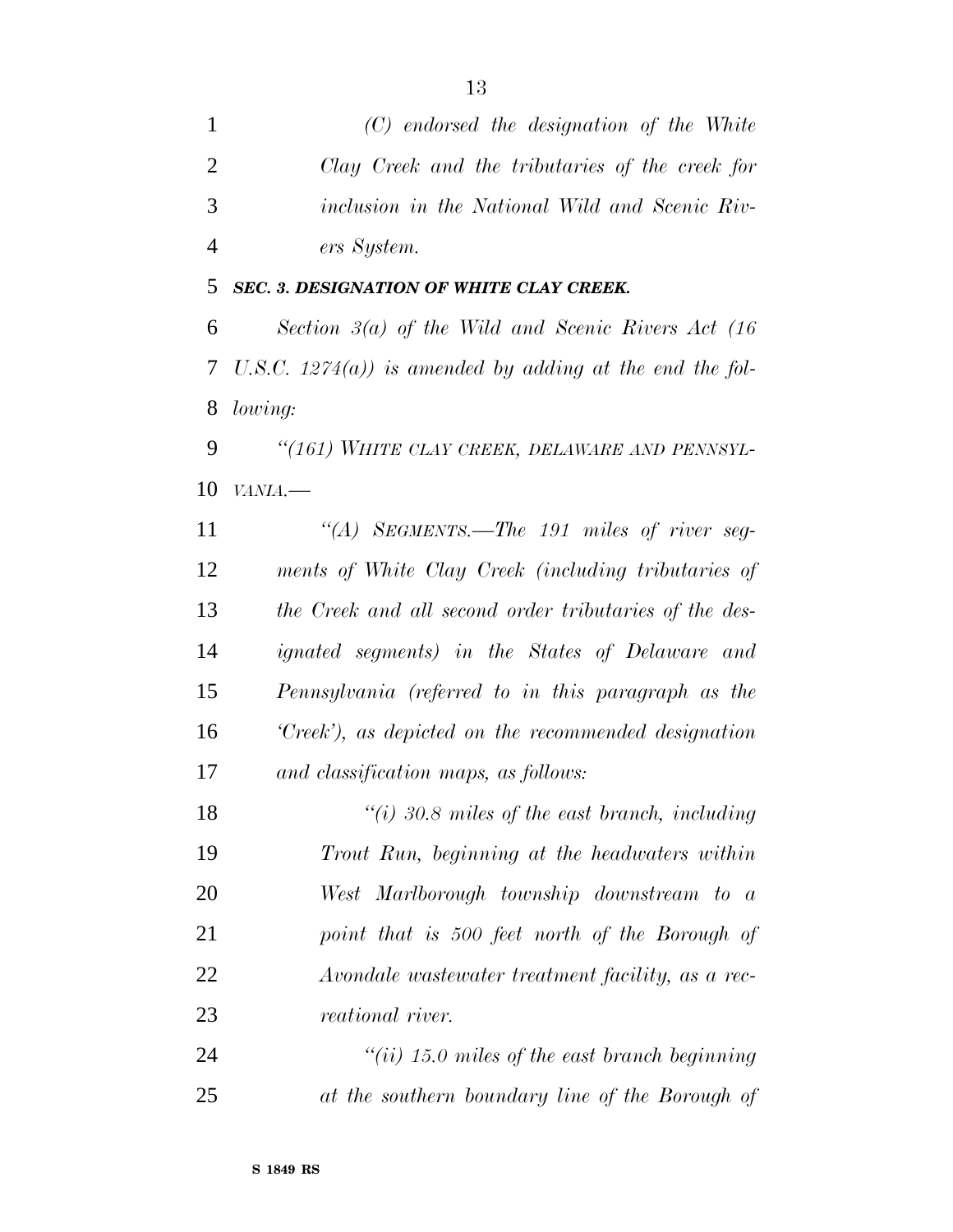*(C) endorsed the designation of the White Clay Creek and the tributaries of the creek for inclusion in the National Wild and Scenic Rivers System.*

***SEC. 3. DESIGNATION OF WHITE CLAY CREEK.***

*Section 3(a) of the Wild and Scenic Rivers Act (16 U.S.C. 1274(a)) is amended by adding at the end the following:*

*"(161) WHITE CLAY CREEK, DELAWARE AND PENNSYLVANIA.—*

*"(A) SEGMENTS.—The 191 miles of river segments of White Clay Creek (including tributaries of the Creek and all second order tributaries of the designated segments) in the States of Delaware and Pennsylvania (referred to in this paragraph as the 'Creek'), as depicted on the recommended designation and classification maps, as follows:*

*"(i) 30.8 miles of the east branch, including Trout Run, beginning at the headwaters within West Marlborough township downstream to a point that is 500 feet north of the Borough of Avondale wastewater treatment facility, as a recreational river.*

*"(ii) 15.0 miles of the east branch beginning at the southern boundary line of the Borough of*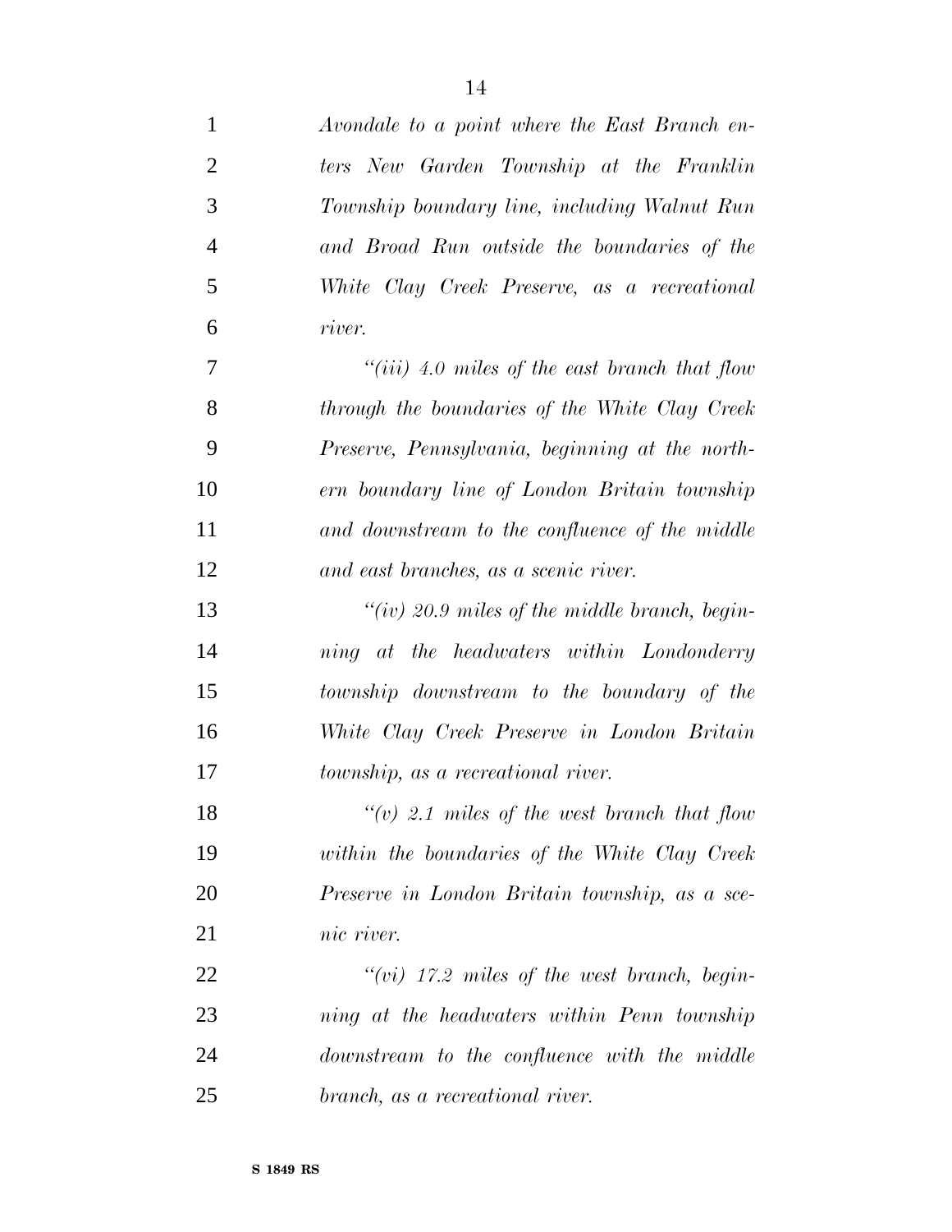*Avondale to a point where the East Branch enters New Garden Township at the Franklin Township boundary line, including Walnut Run and Broad Run outside the boundaries of the White Clay Creek Preserve, as a recreational river.*

*"(iii) 4.0 miles of the east branch that flow through the boundaries of the White Clay Creek Preserve, Pennsylvania, beginning at the northern boundary line of London Britain township and downstream to the confluence of the middle and east branches, as a scenic river.*

*"(iv) 20.9 miles of the middle branch, beginning at the headwaters within Londonderry township downstream to the boundary of the White Clay Creek Preserve in London Britain township, as a recreational river.*

*"(v) 2.1 miles of the west branch that flow within the boundaries of the White Clay Creek Preserve in London Britain township, as a scenic river.*

*"(vi) 17.2 miles of the west branch, beginning at the headwaters within Penn township downstream to the confluence with the middle branch, as a recreational river.*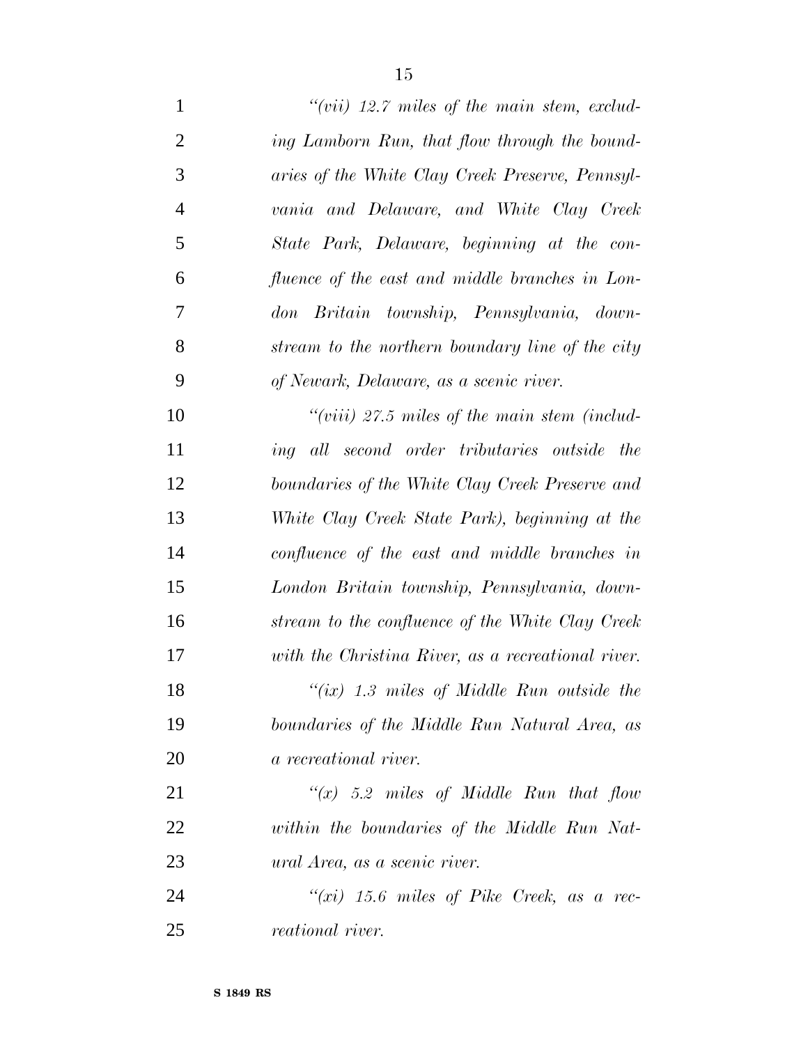*"(vii) 12.7 miles of the main stem, excluding Lamborn Run, that flow through the boundaries of the White Clay Creek Preserve, Pennsylvania and Delaware, and White Clay Creek State Park, Delaware, beginning at the confluence of the east and middle branches in London Britain township, Pennsylvania, downstream to the northern boundary line of the city of Newark, Delaware, as a scenic river.*

*"(viii) 27.5 miles of the main stem (including all second order tributaries outside the boundaries of the White Clay Creek Preserve and White Clay Creek State Park), beginning at the confluence of the east and middle branches in London Britain township, Pennsylvania, downstream to the confluence of the White Clay Creek with the Christina River, as a recreational river.*

*"(ix) 1.3 miles of Middle Run outside the boundaries of the Middle Run Natural Area, as a recreational river.*

*"(x) 5.2 miles of Middle Run that flow within the boundaries of the Middle Run Natural Area, as a scenic river.*

*"(xi) 15.6 miles of Pike Creek, as a recreational river.*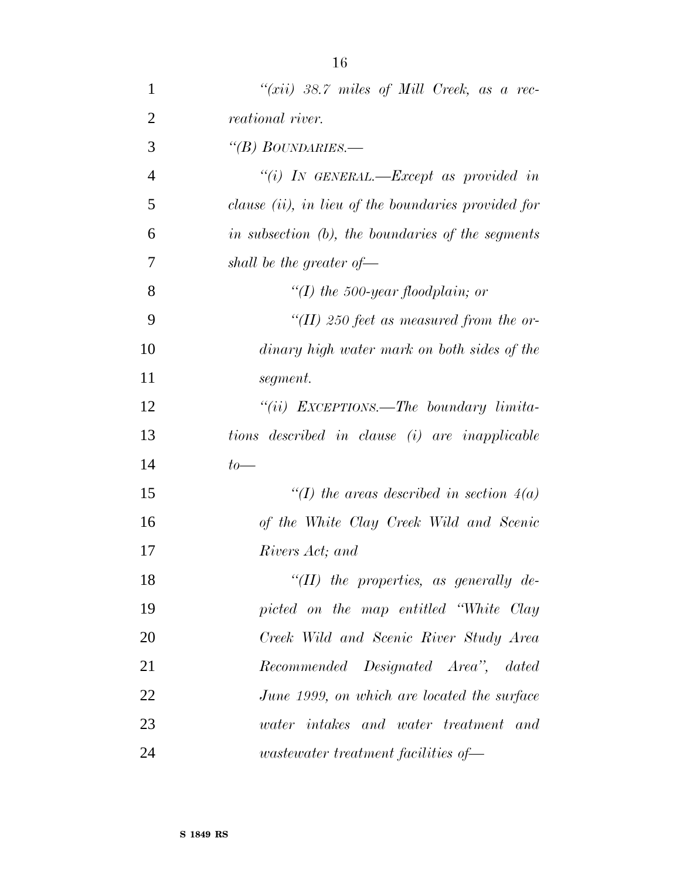*"(xii) 38.7 miles of Mill Creek, as a recreational river.*

*"(B) BOUNDARIES.—*

*"(i) IN GENERAL.—Except as provided in clause (ii), in lieu of the boundaries provided for in subsection (b), the boundaries of the segments shall be the greater of—*

*"(I) the 500-year floodplain; or*

*"(II) 250 feet as measured from the ordinary high water mark on both sides of the segment.*

*"(ii) EXCEPTIONS.—The boundary limitations described in clause (i) are inapplicable to—*

*"(I) the areas described in section 4(a) of the White Clay Creek Wild and Scenic Rivers Act; and*

*"(II) the properties, as generally depicted on the map entitled "White Clay Creek Wild and Scenic River Study Area Recommended Designated Area", dated June 1999, on which are located the surface water intakes and water treatment and wastewater treatment facilities of—*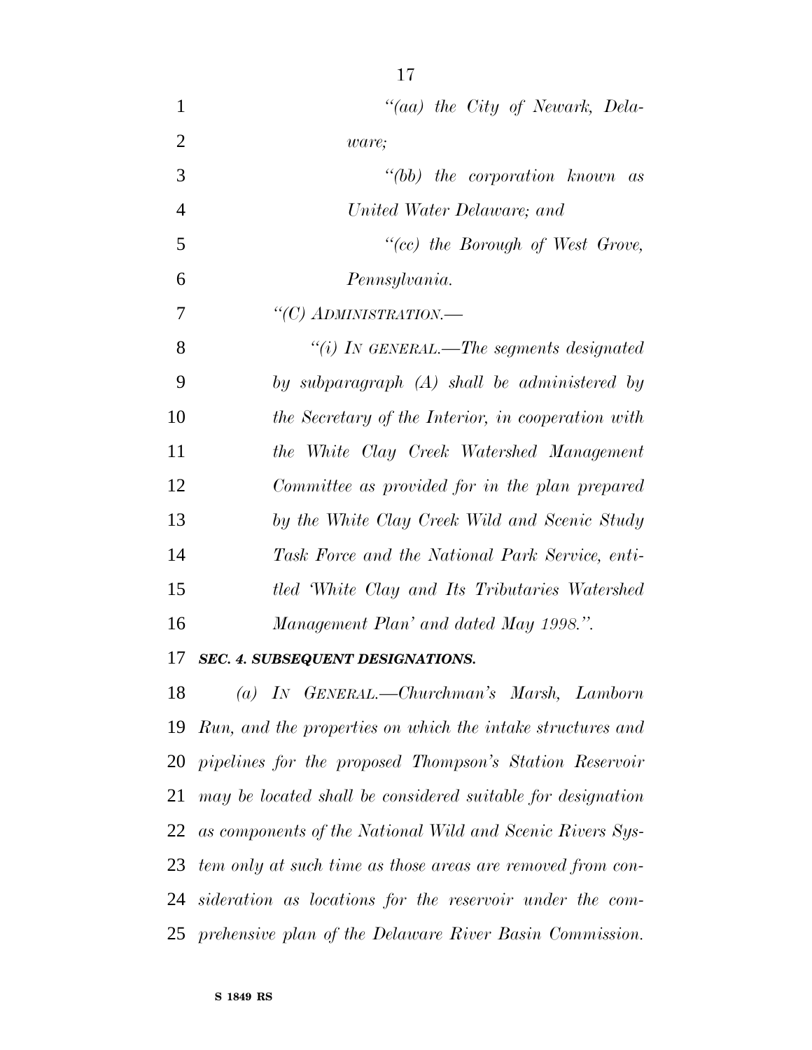*"(aa) the City of Newark, Delaware;*

*"(bb) the corporation known as United Water Delaware; and*

*"(cc) the Borough of West Grove, Pennsylvania.*

*"(C) ADMINISTRATION.—*

*"(i) IN GENERAL.—The segments designated by subparagraph (A) shall be administered by the Secretary of the Interior, in cooperation with the White Clay Creek Watershed Management Committee as provided for in the plan prepared by the White Clay Creek Wild and Scenic Study Task Force and the National Park Service, entitled 'White Clay and Its Tributaries Watershed Management Plan' and dated May 1998.".*

***SEC. 4. SUBSEQUENT DESIGNATIONS.***

*(a) IN GENERAL.—Churchman's Marsh, Lamborn Run, and the properties on which the intake structures and pipelines for the proposed Thompson's Station Reservoir may be located shall be considered suitable for designation as components of the National Wild and Scenic Rivers System only at such time as those areas are removed from consideration as locations for the reservoir under the comprehensive plan of the Delaware River Basin Commission.*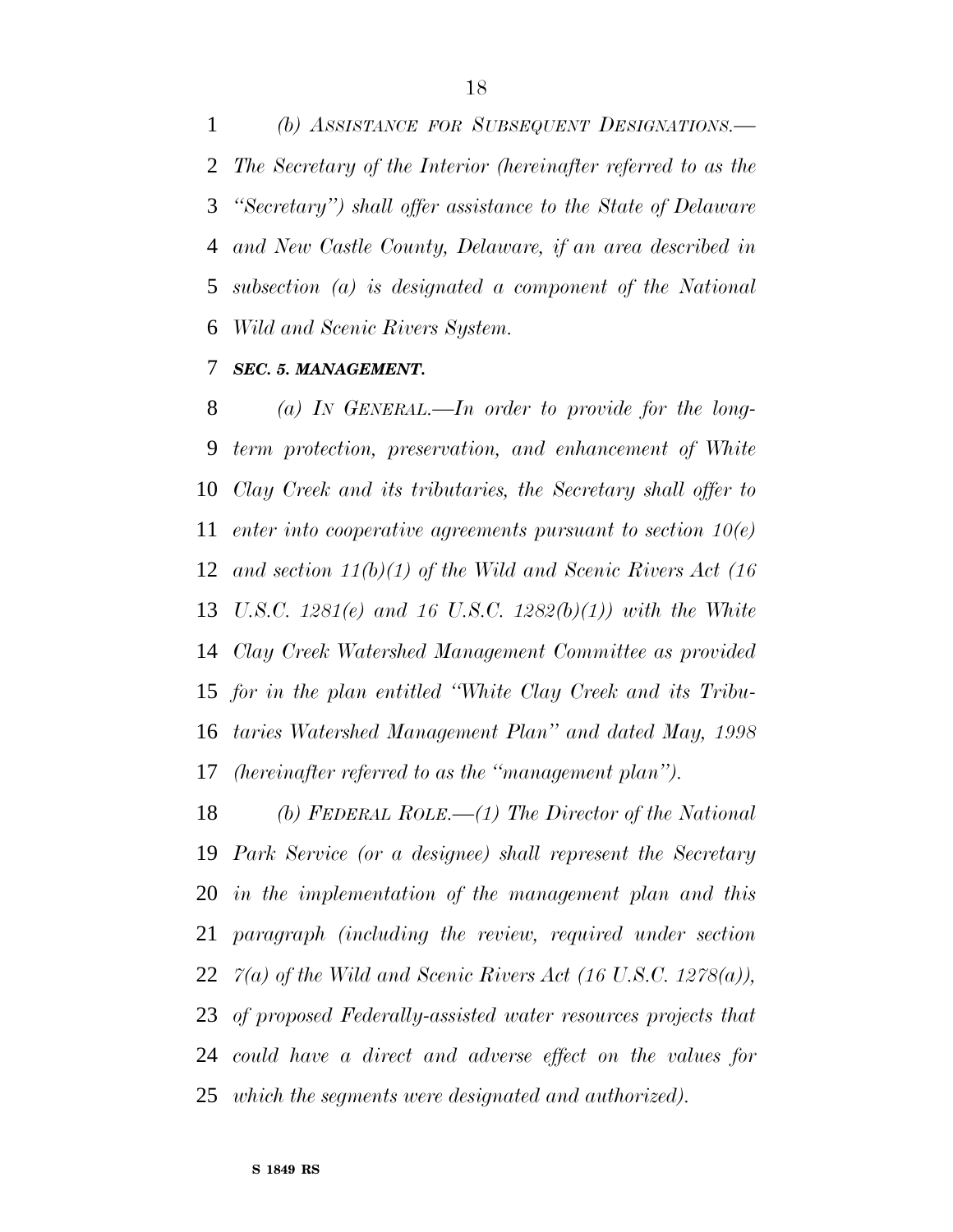*(b) ASSISTANCE FOR SUBSEQUENT DESIGNATIONS.—The Secretary of the Interior (hereinafter referred to as the "Secretary") shall offer assistance to the State of Delaware and New Castle County, Delaware, if an area described in subsection (a) is designated a component of the National Wild and Scenic Rivers System.*

***SEC. 5. MANAGEMENT.***

*(a) IN GENERAL.—In order to provide for the long-term protection, preservation, and enhancement of White Clay Creek and its tributaries, the Secretary shall offer to enter into cooperative agreements pursuant to section 10(e) and section 11(b)(1) of the Wild and Scenic Rivers Act (16 U.S.C. 1281(e) and 16 U.S.C. 1282(b)(1)) with the White Clay Creek Watershed Management Committee as provided for in the plan entitled "White Clay Creek and its Tributaries Watershed Management Plan" and dated May, 1998 (hereinafter referred to as the "management plan").*

*(b) FEDERAL ROLE.—(1) The Director of the National Park Service (or a designee) shall represent the Secretary in the implementation of the management plan and this paragraph (including the review, required under section 7(a) of the Wild and Scenic Rivers Act (16 U.S.C. 1278(a)), of proposed Federally-assisted water resources projects that could have a direct and adverse effect on the values for which the segments were designated and authorized).*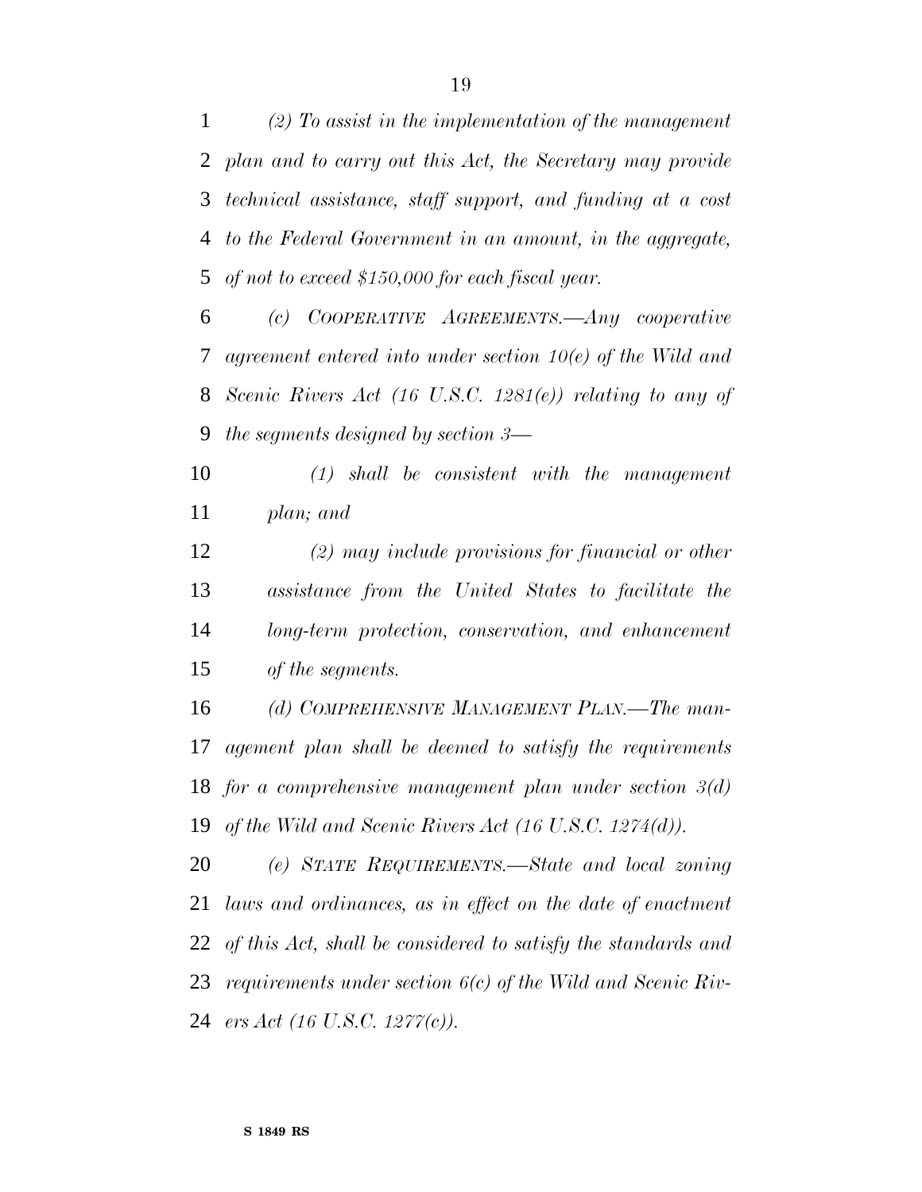*(2) To assist in the implementation of the management plan and to carry out this Act, the Secretary may provide technical assistance, staff support, and funding at a cost to the Federal Government in an amount, in the aggregate, of not to exceed $150,000 for each fiscal year.*

*(c) COOPERATIVE AGREEMENTS.—Any cooperative agreement entered into under section 10(e) of the Wild and Scenic Rivers Act (16 U.S.C. 1281(e)) relating to any of the segments designed by section 3—*

*(1) shall be consistent with the management plan; and*

*(2) may include provisions for financial or other assistance from the United States to facilitate the long-term protection, conservation, and enhancement of the segments.*

*(d) COMPREHENSIVE MANAGEMENT PLAN.—The management plan shall be deemed to satisfy the requirements for a comprehensive management plan under section 3(d) of the Wild and Scenic Rivers Act (16 U.S.C. 1274(d)).*

*(e) STATE REQUIREMENTS.—State and local zoning laws and ordinances, as in effect on the date of enactment of this Act, shall be considered to satisfy the standards and requirements under section 6(c) of the Wild and Scenic Rivers Act (16 U.S.C. 1277(c)).*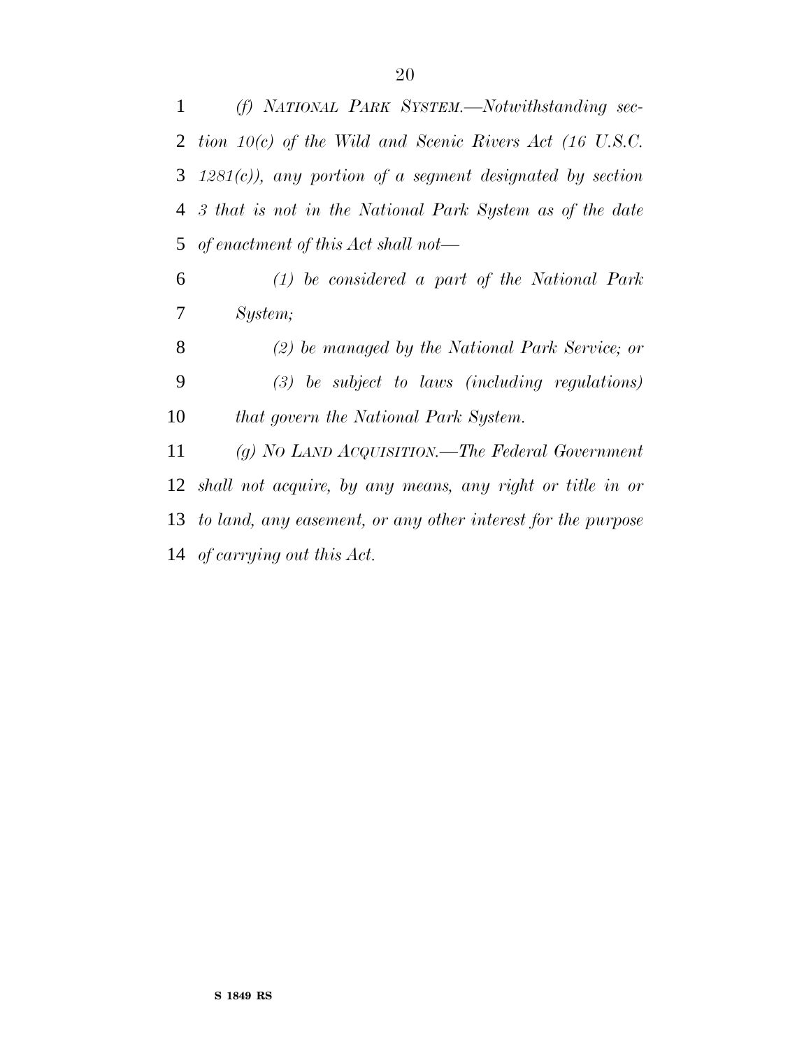*(f) National Park System.—Notwithstanding section 10(c) of the Wild and Scenic Rivers Act (16 U.S.C. 1281(c)), any portion of a segment designated by section 3 that is not in the National Park System as of the date of enactment of this Act shall not—*

*(1) be considered a part of the National Park System;*

*(2) be managed by the National Park Service; or*

*(3) be subject to laws (including regulations) that govern the National Park System.*

*(g) No Land Acquisition.—The Federal Government shall not acquire, by any means, any right or title in or to land, any easement, or any other interest for the purpose of carrying out this Act.*